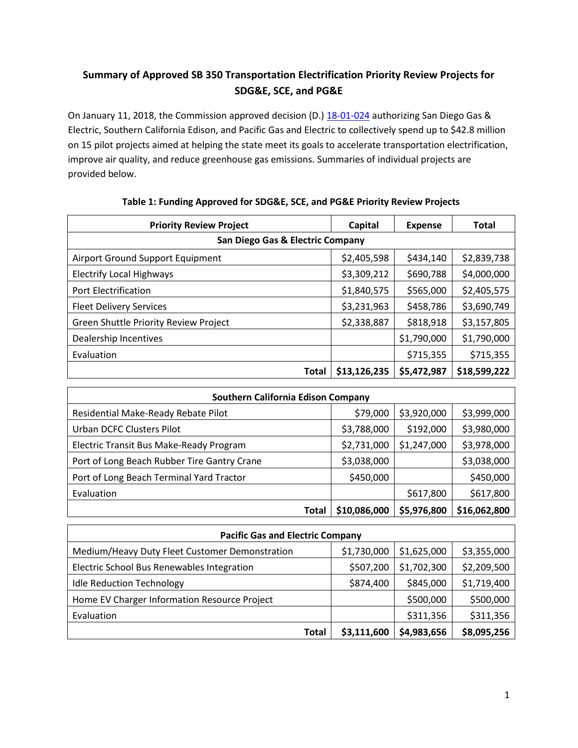# Summary of Approved SB 350 Transportation Electrification Priority Review Projects for SDG&E, SCE, and PG&E

On January 11, 2018, the Commission approved decision (D.) 18-01-024 authorizing San Diego Gas & Electric, Southern California Edison, and Pacific Gas and Electric to collectively spend up to $42.8 million on 15 pilot projects aimed at helping the state meet its goals to accelerate transportation electrification, improve air quality, and reduce greenhouse gas emissions. Summaries of individual projects are provided below.

**Table 1: Funding Approved for SDG&E, SCE, and PG&E Priority Review Projects**

| Priority Review Project | Capital | Expense | Total |
|---|---|---|---|
| **San Diego Gas & Electric Company** | | | |
| Airport Ground Support Equipment | $2,405,598 | $434,140 | $2,839,738 |
| Electrify Local Highways | $3,309,212 | $690,788 | $4,000,000 |
| Port Electrification | $1,840,575 | $565,000 | $2,405,575 |
| Fleet Delivery Services | $3,231,963 | $458,786 | $3,690,749 |
| Green Shuttle Priority Review Project | $2,338,887 | $818,918 | $3,157,805 |
| Dealership Incentives | | $1,790,000 | $1,790,000 |
| Evaluation | | $715,355 | $715,355 |
| **Total** | **$13,126,235** | **$5,472,987** | **$18,599,222** |

| Southern California Edison Company | | | |
|---|---|---|---|
| Residential Make-Ready Rebate Pilot | $79,000 | $3,920,000 | $3,999,000 |
| Urban DCFC Clusters Pilot | $3,788,000 | $192,000 | $3,980,000 |
| Electric Transit Bus Make-Ready Program | $2,731,000 | $1,247,000 | $3,978,000 |
| Port of Long Beach Rubber Tire Gantry Crane | $3,038,000 | | $3,038,000 |
| Port of Long Beach Terminal Yard Tractor | $450,000 | | $450,000 |
| Evaluation | | $617,800 | $617,800 |
| **Total** | **$10,086,000** | **$5,976,800** | **$16,062,800** |

| Pacific Gas and Electric Company | | | |
|---|---|---|---|
| Medium/Heavy Duty Fleet Customer Demonstration | $1,730,000 | $1,625,000 | $3,355,000 |
| Electric School Bus Renewables Integration | $507,200 | $1,702,300 | $2,209,500 |
| Idle Reduction Technology | $874,400 | $845,000 | $1,719,400 |
| Home EV Charger Information Resource Project | | $500,000 | $500,000 |
| Evaluation | | $311,356 | $311,356 |
| **Total** | **$3,111,600** | **$4,983,656** | **$8,095,256** |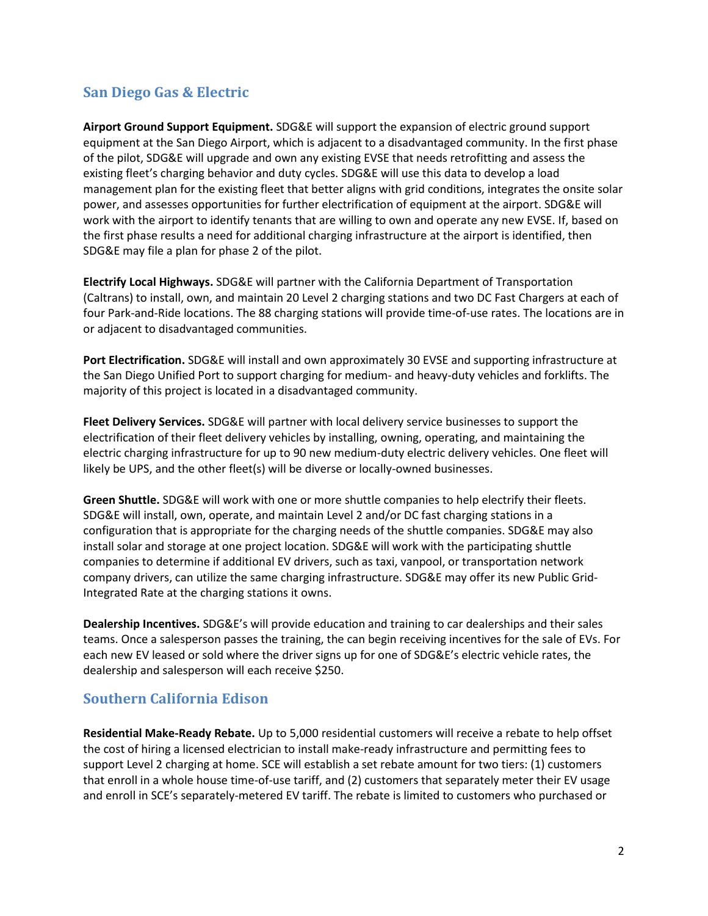## San Diego Gas & Electric

**Airport Ground Support Equipment.** SDG&E will support the expansion of electric ground support equipment at the San Diego Airport, which is adjacent to a disadvantaged community. In the first phase of the pilot, SDG&E will upgrade and own any existing EVSE that needs retrofitting and assess the existing fleet's charging behavior and duty cycles. SDG&E will use this data to develop a load management plan for the existing fleet that better aligns with grid conditions, integrates the onsite solar power, and assesses opportunities for further electrification of equipment at the airport. SDG&E will work with the airport to identify tenants that are willing to own and operate any new EVSE. If, based on the first phase results a need for additional charging infrastructure at the airport is identified, then SDG&E may file a plan for phase 2 of the pilot.

**Electrify Local Highways.** SDG&E will partner with the California Department of Transportation (Caltrans) to install, own, and maintain 20 Level 2 charging stations and two DC Fast Chargers at each of four Park-and-Ride locations. The 88 charging stations will provide time-of-use rates. The locations are in or adjacent to disadvantaged communities.

**Port Electrification.** SDG&E will install and own approximately 30 EVSE and supporting infrastructure at the San Diego Unified Port to support charging for medium- and heavy-duty vehicles and forklifts. The majority of this project is located in a disadvantaged community.

**Fleet Delivery Services.** SDG&E will partner with local delivery service businesses to support the electrification of their fleet delivery vehicles by installing, owning, operating, and maintaining the electric charging infrastructure for up to 90 new medium-duty electric delivery vehicles. One fleet will likely be UPS, and the other fleet(s) will be diverse or locally-owned businesses.

**Green Shuttle.** SDG&E will work with one or more shuttle companies to help electrify their fleets. SDG&E will install, own, operate, and maintain Level 2 and/or DC fast charging stations in a configuration that is appropriate for the charging needs of the shuttle companies. SDG&E may also install solar and storage at one project location. SDG&E will work with the participating shuttle companies to determine if additional EV drivers, such as taxi, vanpool, or transportation network company drivers, can utilize the same charging infrastructure. SDG&E may offer its new Public Grid-Integrated Rate at the charging stations it owns.

**Dealership Incentives.** SDG&E's will provide education and training to car dealerships and their sales teams. Once a salesperson passes the training, the can begin receiving incentives for the sale of EVs. For each new EV leased or sold where the driver signs up for one of SDG&E's electric vehicle rates, the dealership and salesperson will each receive $250.

## Southern California Edison

**Residential Make-Ready Rebate.** Up to 5,000 residential customers will receive a rebate to help offset the cost of hiring a licensed electrician to install make-ready infrastructure and permitting fees to support Level 2 charging at home. SCE will establish a set rebate amount for two tiers: (1) customers that enroll in a whole house time-of-use tariff, and (2) customers that separately meter their EV usage and enroll in SCE's separately-metered EV tariff. The rebate is limited to customers who purchased or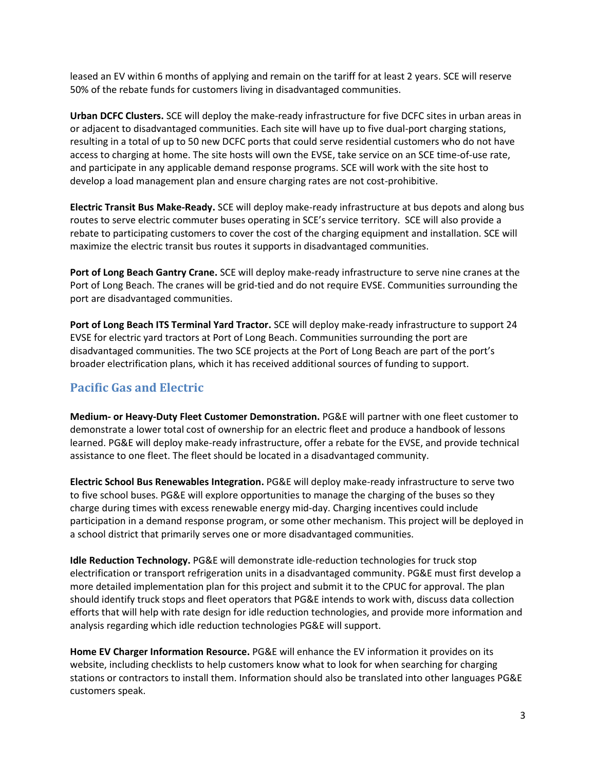leased an EV within 6 months of applying and remain on the tariff for at least 2 years. SCE will reserve 50% of the rebate funds for customers living in disadvantaged communities.

**Urban DCFC Clusters.** SCE will deploy the make-ready infrastructure for five DCFC sites in urban areas in or adjacent to disadvantaged communities. Each site will have up to five dual-port charging stations, resulting in a total of up to 50 new DCFC ports that could serve residential customers who do not have access to charging at home. The site hosts will own the EVSE, take service on an SCE time-of-use rate, and participate in any applicable demand response programs. SCE will work with the site host to develop a load management plan and ensure charging rates are not cost-prohibitive.

**Electric Transit Bus Make-Ready.** SCE will deploy make-ready infrastructure at bus depots and along bus routes to serve electric commuter buses operating in SCE's service territory. SCE will also provide a rebate to participating customers to cover the cost of the charging equipment and installation. SCE will maximize the electric transit bus routes it supports in disadvantaged communities.

**Port of Long Beach Gantry Crane.** SCE will deploy make-ready infrastructure to serve nine cranes at the Port of Long Beach. The cranes will be grid-tied and do not require EVSE. Communities surrounding the port are disadvantaged communities.

**Port of Long Beach ITS Terminal Yard Tractor.** SCE will deploy make-ready infrastructure to support 24 EVSE for electric yard tractors at Port of Long Beach. Communities surrounding the port are disadvantaged communities. The two SCE projects at the Port of Long Beach are part of the port's broader electrification plans, which it has received additional sources of funding to support.

## Pacific Gas and Electric

**Medium- or Heavy-Duty Fleet Customer Demonstration.** PG&E will partner with one fleet customer to demonstrate a lower total cost of ownership for an electric fleet and produce a handbook of lessons learned. PG&E will deploy make-ready infrastructure, offer a rebate for the EVSE, and provide technical assistance to one fleet. The fleet should be located in a disadvantaged community.

**Electric School Bus Renewables Integration.** PG&E will deploy make-ready infrastructure to serve two to five school buses. PG&E will explore opportunities to manage the charging of the buses so they charge during times with excess renewable energy mid-day. Charging incentives could include participation in a demand response program, or some other mechanism. This project will be deployed in a school district that primarily serves one or more disadvantaged communities.

**Idle Reduction Technology.** PG&E will demonstrate idle-reduction technologies for truck stop electrification or transport refrigeration units in a disadvantaged community. PG&E must first develop a more detailed implementation plan for this project and submit it to the CPUC for approval. The plan should identify truck stops and fleet operators that PG&E intends to work with, discuss data collection efforts that will help with rate design for idle reduction technologies, and provide more information and analysis regarding which idle reduction technologies PG&E will support.

**Home EV Charger Information Resource.** PG&E will enhance the EV information it provides on its website, including checklists to help customers know what to look for when searching for charging stations or contractors to install them. Information should also be translated into other languages PG&E customers speak.